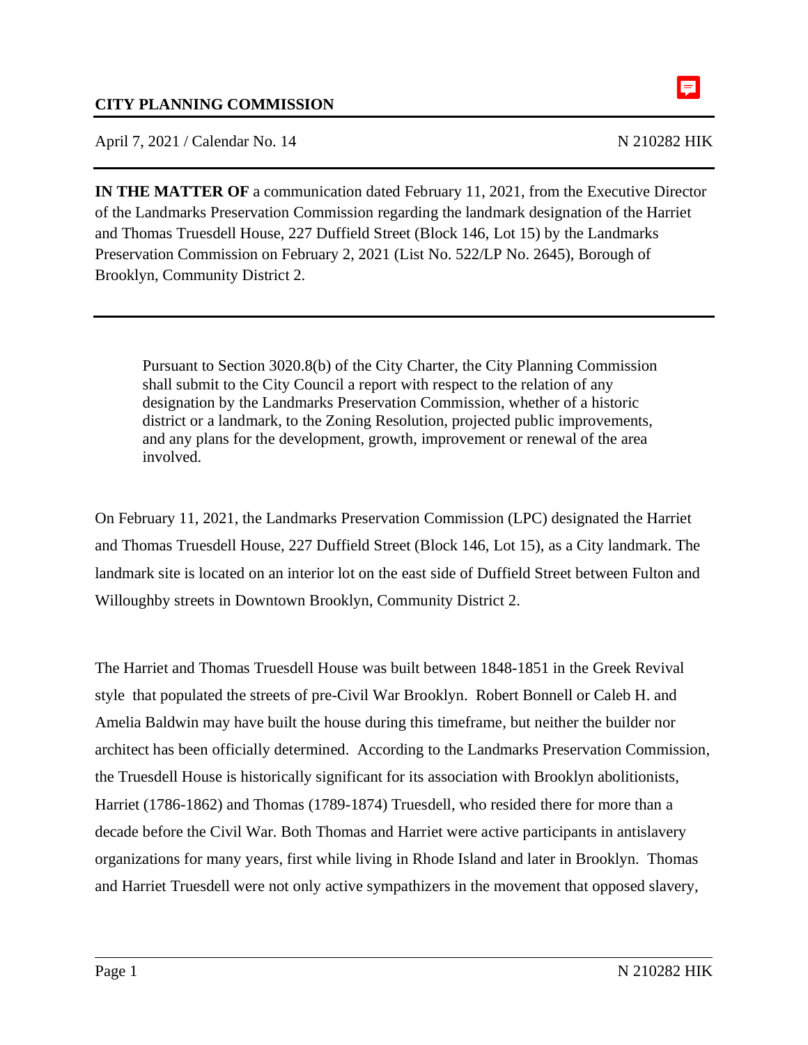**CITY PLANNING COMMISSION**

April 7, 2021 / Calendar No. 14 N 210282 HIK

---

**IN THE MATTER OF** a communication dated February 11, 2021, from the Executive Director of the Landmarks Preservation Commission regarding the landmark designation of the Harriet and Thomas Truesdell House, 227 Duffield Street (Block 146, Lot 15) by the Landmarks Preservation Commission on February 2, 2021 (List No. 522/LP No. 2645), Borough of Brooklyn, Community District 2.

---

> Pursuant to Section 3020.8(b) of the City Charter, the City Planning Commission shall submit to the City Council a report with respect to the relation of any designation by the Landmarks Preservation Commission, whether of a historic district or a landmark, to the Zoning Resolution, projected public improvements, and any plans for the development, growth, improvement or renewal of the area involved.

On February 11, 2021, the Landmarks Preservation Commission (LPC) designated the Harriet and Thomas Truesdell House, 227 Duffield Street (Block 146, Lot 15), as a City landmark. The landmark site is located on an interior lot on the east side of Duffield Street between Fulton and Willoughby streets in Downtown Brooklyn, Community District 2.

The Harriet and Thomas Truesdell House was built between 1848-1851 in the Greek Revival style that populated the streets of pre-Civil War Brooklyn. Robert Bonnell or Caleb H. and Amelia Baldwin may have built the house during this timeframe, but neither the builder nor architect has been officially determined. According to the Landmarks Preservation Commission, the Truesdell House is historically significant for its association with Brooklyn abolitionists, Harriet (1786-1862) and Thomas (1789-1874) Truesdell, who resided there for more than a decade before the Civil War. Both Thomas and Harriet were active participants in antislavery organizations for many years, first while living in Rhode Island and later in Brooklyn. Thomas and Harriet Truesdell were not only active sympathizers in the movement that opposed slavery,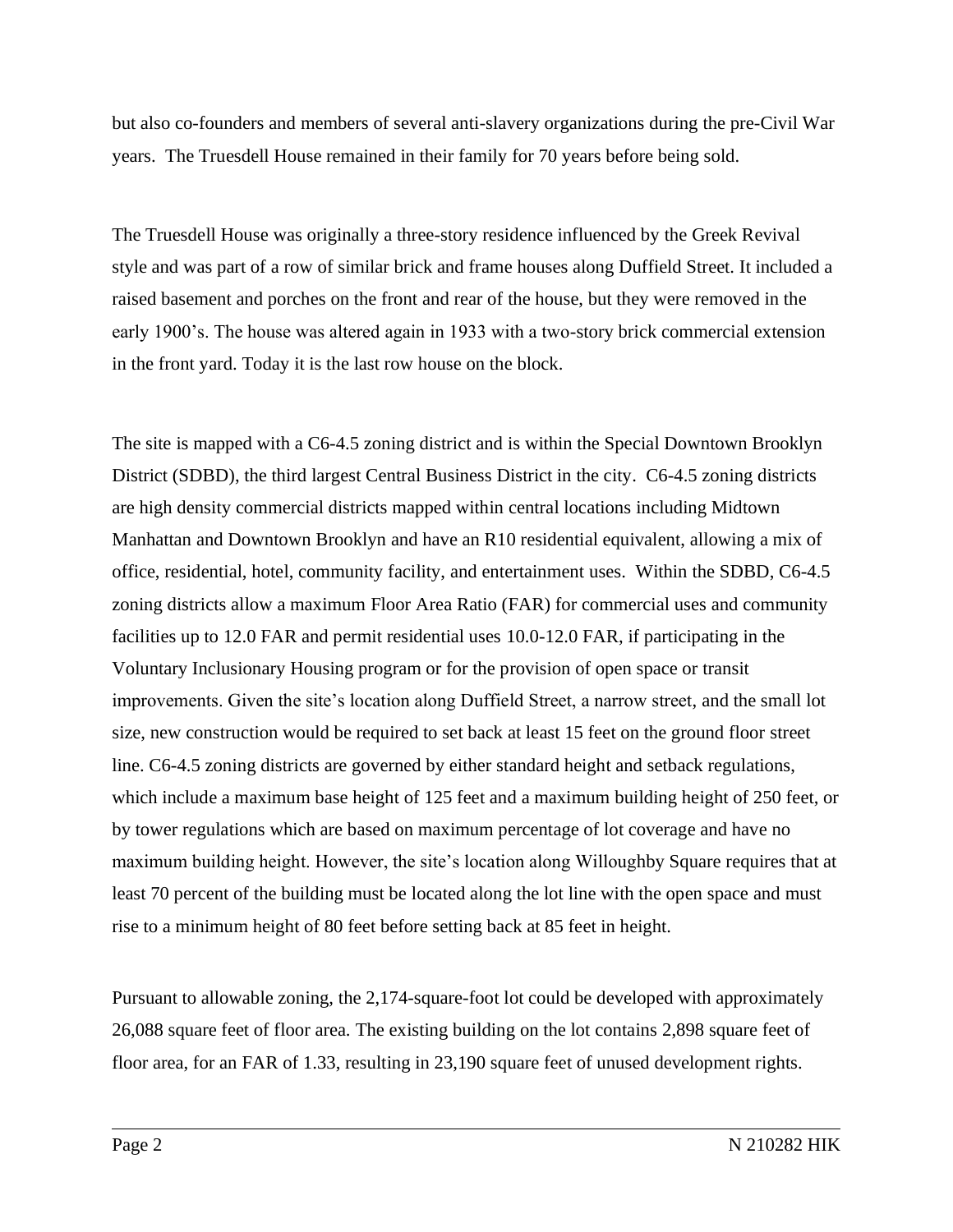but also co-founders and members of several anti-slavery organizations during the pre-Civil War years. The Truesdell House remained in their family for 70 years before being sold.

The Truesdell House was originally a three-story residence influenced by the Greek Revival style and was part of a row of similar brick and frame houses along Duffield Street. It included a raised basement and porches on the front and rear of the house, but they were removed in the early 1900's. The house was altered again in 1933 with a two-story brick commercial extension in the front yard. Today it is the last row house on the block.

The site is mapped with a C6-4.5 zoning district and is within the Special Downtown Brooklyn District (SDBD), the third largest Central Business District in the city. C6-4.5 zoning districts are high density commercial districts mapped within central locations including Midtown Manhattan and Downtown Brooklyn and have an R10 residential equivalent, allowing a mix of office, residential, hotel, community facility, and entertainment uses. Within the SDBD, C6-4.5 zoning districts allow a maximum Floor Area Ratio (FAR) for commercial uses and community facilities up to 12.0 FAR and permit residential uses 10.0-12.0 FAR, if participating in the Voluntary Inclusionary Housing program or for the provision of open space or transit improvements. Given the site's location along Duffield Street, a narrow street, and the small lot size, new construction would be required to set back at least 15 feet on the ground floor street line. C6-4.5 zoning districts are governed by either standard height and setback regulations, which include a maximum base height of 125 feet and a maximum building height of 250 feet, or by tower regulations which are based on maximum percentage of lot coverage and have no maximum building height. However, the site's location along Willoughby Square requires that at least 70 percent of the building must be located along the lot line with the open space and must rise to a minimum height of 80 feet before setting back at 85 feet in height.

Pursuant to allowable zoning, the 2,174-square-foot lot could be developed with approximately 26,088 square feet of floor area. The existing building on the lot contains 2,898 square feet of floor area, for an FAR of 1.33, resulting in 23,190 square feet of unused development rights.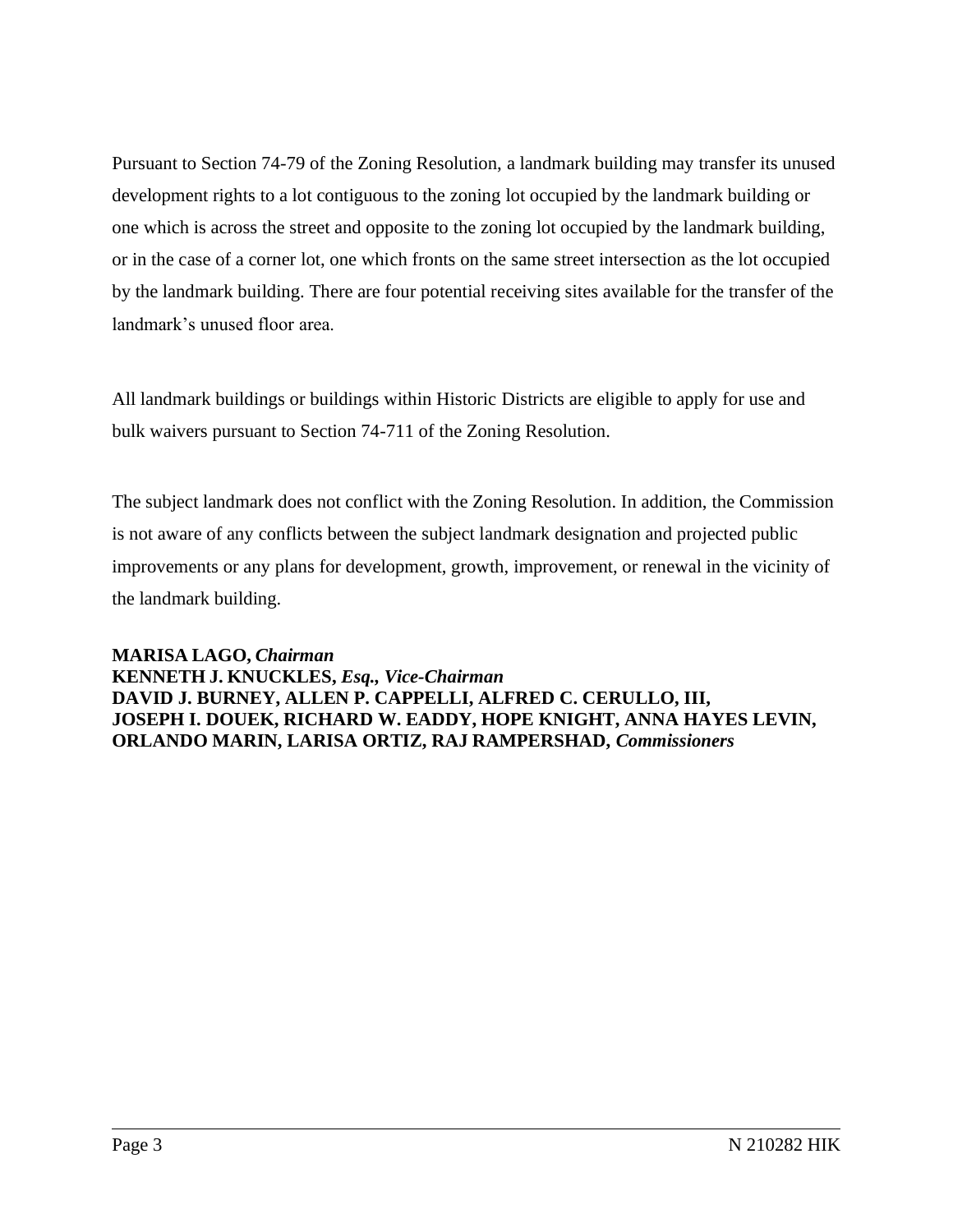Pursuant to Section 74-79 of the Zoning Resolution, a landmark building may transfer its unused development rights to a lot contiguous to the zoning lot occupied by the landmark building or one which is across the street and opposite to the zoning lot occupied by the landmark building, or in the case of a corner lot, one which fronts on the same street intersection as the lot occupied by the landmark building. There are four potential receiving sites available for the transfer of the landmark's unused floor area.

All landmark buildings or buildings within Historic Districts are eligible to apply for use and bulk waivers pursuant to Section 74-711 of the Zoning Resolution.

The subject landmark does not conflict with the Zoning Resolution. In addition, the Commission is not aware of any conflicts between the subject landmark designation and projected public improvements or any plans for development, growth, improvement, or renewal in the vicinity of the landmark building.

**MARISA LAGO,** ***Chairman***
**KENNETH J. KNUCKLES,** ***Esq., Vice-Chairman***
**DAVID J. BURNEY, ALLEN P. CAPPELLI, ALFRED C. CERULLO, III,**
**JOSEPH I. DOUEK, RICHARD W. EADDY, HOPE KNIGHT, ANNA HAYES LEVIN,**
**ORLANDO MARIN, LARISA ORTIZ, RAJ RAMPERSHAD,** ***Commissioners***